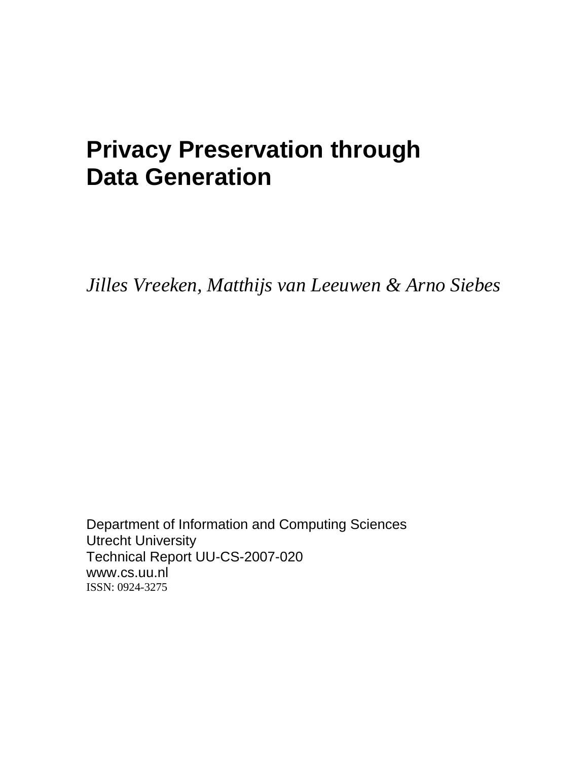# Privacy Preservation through Data Generation

*Jilles Vreeken, Matthijs van Leeuwen & Arno Siebes*

Department of Information and Computing Sciences
Utrecht University
Technical Report UU-CS-2007-020
www.cs.uu.nl
ISSN: 0924-3275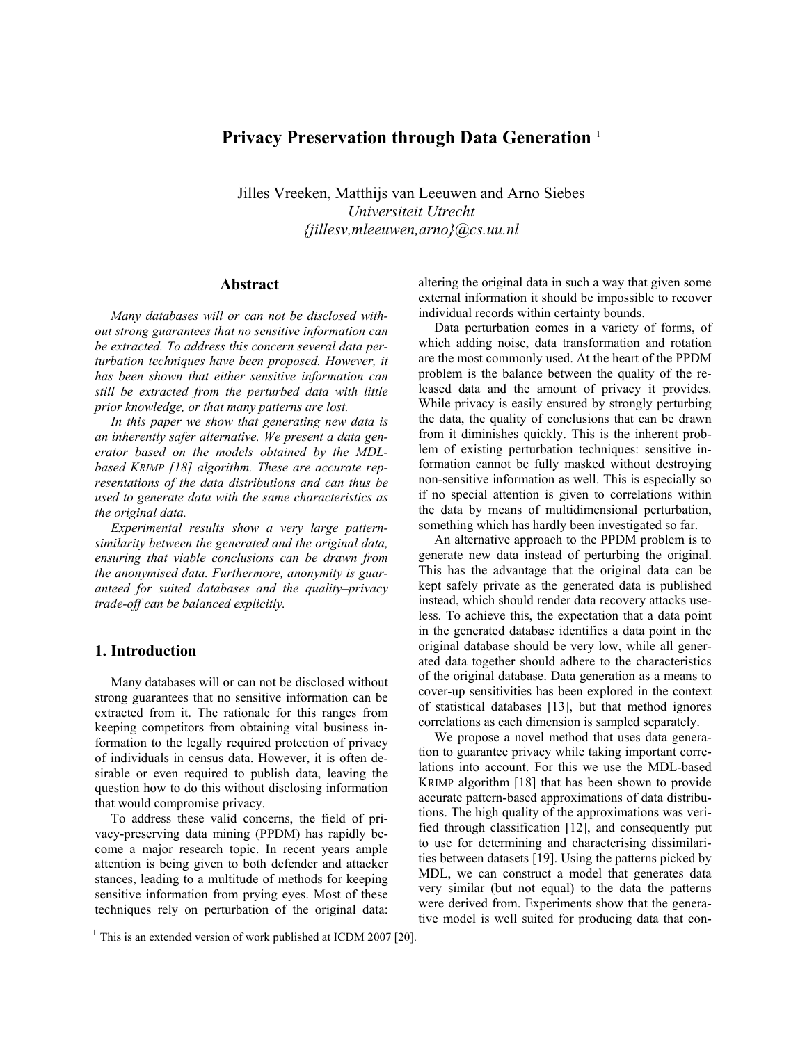# Privacy Preservation through Data Generation [1]

Jilles Vreeken, Matthijs van Leeuwen and Arno Siebes  
*Universiteit Utrecht*  
*{jillesv,mleeuwen,arno}@cs.uu.nl*

## Abstract

*Many databases will or can not be disclosed without strong guarantees that no sensitive information can be extracted. To address this concern several data perturbation techniques have been proposed. However, it has been shown that either sensitive information can still be extracted from the perturbed data with little prior knowledge, or that many patterns are lost.*

*In this paper we show that generating new data is an inherently safer alternative. We present a data generator based on the models obtained by the MDL-based KRIMP [18] algorithm. These are accurate representations of the data distributions and can thus be used to generate data with the same characteristics as the original data.*

*Experimental results show a very large pattern-similarity between the generated and the original data, ensuring that viable conclusions can be drawn from the anonymised data. Furthermore, anonymity is guaranteed for suited databases and the quality–privacy trade-off can be balanced explicitly.*

## 1. Introduction

Many databases will or can not be disclosed without strong guarantees that no sensitive information can be extracted from it. The rationale for this ranges from keeping competitors from obtaining vital business information to the legally required protection of privacy of individuals in census data. However, it is often desirable or even required to publish data, leaving the question how to do this without disclosing information that would compromise privacy.

To address these valid concerns, the field of privacy-preserving data mining (PPDM) has rapidly become a major research topic. In recent years ample attention is being given to both defender and attacker stances, leading to a multitude of methods for keeping sensitive information from prying eyes. Most of these techniques rely on perturbation of the original data: altering the original data in such a way that given some external information it should be impossible to recover individual records within certainty bounds.

Data perturbation comes in a variety of forms, of which adding noise, data transformation and rotation are the most commonly used. At the heart of the PPDM problem is the balance between the quality of the released data and the amount of privacy it provides. While privacy is easily ensured by strongly perturbing the data, the quality of conclusions that can be drawn from it diminishes quickly. This is the inherent problem of existing perturbation techniques: sensitive information cannot be fully masked without destroying non-sensitive information as well. This is especially so if no special attention is given to correlations within the data by means of multidimensional perturbation, something which has hardly been investigated so far.

An alternative approach to the PPDM problem is to generate new data instead of perturbing the original. This has the advantage that the original data can be kept safely private as the generated data is published instead, which should render data recovery attacks useless. To achieve this, the expectation that a data point in the generated database identifies a data point in the original database should be very low, while all generated data together should adhere to the characteristics of the original database. Data generation as a means to cover-up sensitivities has been explored in the context of statistical databases [13], but that method ignores correlations as each dimension is sampled separately.

We propose a novel method that uses data generation to guarantee privacy while taking important correlations into account. For this we use the MDL-based KRIMP algorithm [18] that has been shown to provide accurate pattern-based approximations of data distributions. The high quality of the approximations was verified through classification [12], and consequently put to use for determining and characterising dissimilarities between datasets [19]. Using the patterns picked by MDL, we can construct a model that generates data very similar (but not equal) to the data the patterns were derived from. Experiments show that the generative model is well suited for producing data that con-

[1] This is an extended version of work published at ICDM 2007 [20].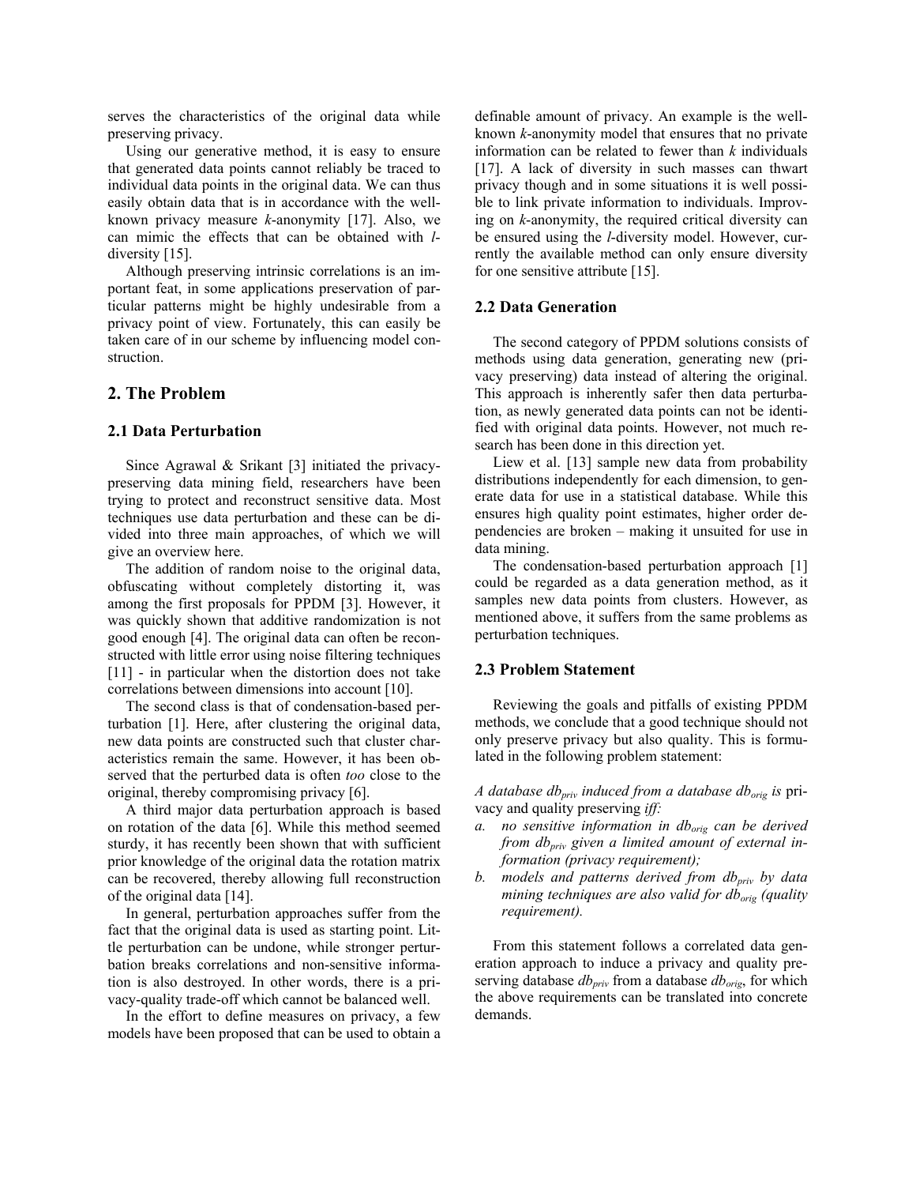serves the characteristics of the original data while preserving privacy.

Using our generative method, it is easy to ensure that generated data points cannot reliably be traced to individual data points in the original data. We can thus easily obtain data that is in accordance with the well-known privacy measure *k*-anonymity [17]. Also, we can mimic the effects that can be obtained with *l*-diversity [15].

Although preserving intrinsic correlations is an important feat, in some applications preservation of particular patterns might be highly undesirable from a privacy point of view. Fortunately, this can easily be taken care of in our scheme by influencing model construction.

## 2. The Problem

### 2.1 Data Perturbation

Since Agrawal & Srikant [3] initiated the privacy-preserving data mining field, researchers have been trying to protect and reconstruct sensitive data. Most techniques use data perturbation and these can be divided into three main approaches, of which we will give an overview here.

The addition of random noise to the original data, obfuscating without completely distorting it, was among the first proposals for PPDM [3]. However, it was quickly shown that additive randomization is not good enough [4]. The original data can often be reconstructed with little error using noise filtering techniques [11] - in particular when the distortion does not take correlations between dimensions into account [10].

The second class is that of condensation-based perturbation [1]. Here, after clustering the original data, new data points are constructed such that cluster characteristics remain the same. However, it has been observed that the perturbed data is often *too* close to the original, thereby compromising privacy [6].

A third major data perturbation approach is based on rotation of the data [6]. While this method seemed sturdy, it has recently been shown that with sufficient prior knowledge of the original data the rotation matrix can be recovered, thereby allowing full reconstruction of the original data [14].

In general, perturbation approaches suffer from the fact that the original data is used as starting point. Little perturbation can be undone, while stronger perturbation breaks correlations and non-sensitive information is also destroyed. In other words, there is a privacy-quality trade-off which cannot be balanced well.

In the effort to define measures on privacy, a few models have been proposed that can be used to obtain a definable amount of privacy. An example is the well-known *k*-anonymity model that ensures that no private information can be related to fewer than *k* individuals [17]. A lack of diversity in such masses can thwart privacy though and in some situations it is well possible to link private information to individuals. Improving on *k*-anonymity, the required critical diversity can be ensured using the *l*-diversity model. However, currently the available method can only ensure diversity for one sensitive attribute [15].

### 2.2 Data Generation

The second category of PPDM solutions consists of methods using data generation, generating new (privacy preserving) data instead of altering the original. This approach is inherently safer then data perturbation, as newly generated data points can not be identified with original data points. However, not much research has been done in this direction yet.

Liew et al. [13] sample new data from probability distributions independently for each dimension, to generate data for use in a statistical database. While this ensures high quality point estimates, higher order dependencies are broken – making it unsuited for use in data mining.

The condensation-based perturbation approach [1] could be regarded as a data generation method, as it samples new data points from clusters. However, as mentioned above, it suffers from the same problems as perturbation techniques.

### 2.3 Problem Statement

Reviewing the goals and pitfalls of existing PPDM methods, we conclude that a good technique should not only preserve privacy but also quality. This is formulated in the following problem statement:

*A database $db_{priv}$ induced from a database $db_{orig}$ is* privacy and quality preserving *iff:*

*a. no sensitive information in $db_{orig}$ can be derived from $db_{priv}$ given a limited amount of external information (privacy requirement);*

*b. models and patterns derived from $db_{priv}$ by data mining techniques are also valid for $db_{orig}$ (quality requirement).*

From this statement follows a correlated data generation approach to induce a privacy and quality preserving database $db_{priv}$ from a database $db_{orig}$, for which the above requirements can be translated into concrete demands.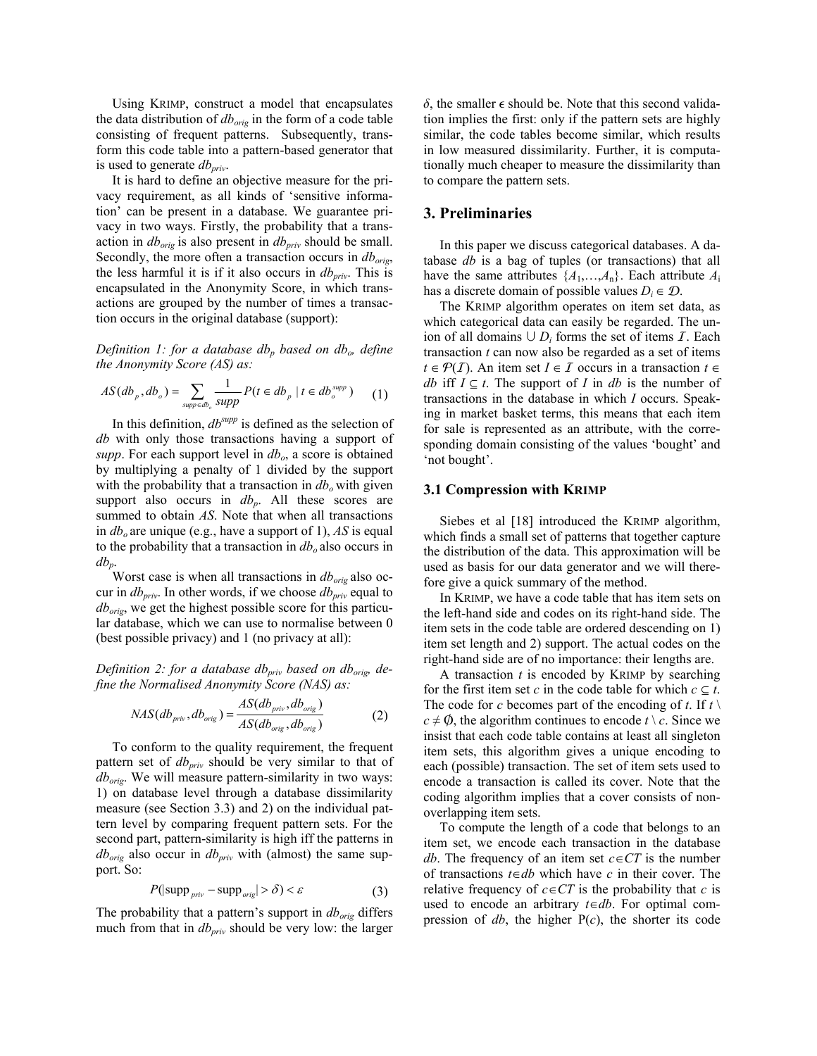Using KRIMP, construct a model that encapsulates the data distribution of $db_{orig}$ in the form of a code table consisting of frequent patterns. Subsequently, transform this code table into a pattern-based generator that is used to generate $db_{priv}$.

It is hard to define an objective measure for the privacy requirement, as all kinds of 'sensitive information' can be present in a database. We guarantee privacy in two ways. Firstly, the probability that a transaction in $db_{orig}$ is also present in $db_{priv}$ should be small. Secondly, the more often a transaction occurs in $db_{orig}$, the less harmful it is if it also occurs in $db_{priv}$. This is encapsulated in the Anonymity Score, in which transactions are grouped by the number of times a transaction occurs in the original database (support):

*Definition 1: for a database $db_p$ based on $db_o$, define the Anonymity Score (AS) as:*

$$AS(db_p, db_o) = \sum_{supp \in db_o} \frac{1}{supp} P(t \in db_p \mid t \in db_o^{supp}) \qquad (1)$$

In this definition, $db^{supp}$ is defined as the selection of $db$ with only those transactions having a support of *supp*. For each support level in $db_o$, a score is obtained by multiplying a penalty of 1 divided by the support with the probability that a transaction in $db_o$ with given support also occurs in $db_p$. All these scores are summed to obtain *AS*. Note that when all transactions in $db_o$ are unique (e.g., have a support of 1), *AS* is equal to the probability that a transaction in $db_o$ also occurs in $db_p$.

Worst case is when all transactions in $db_{orig}$ also occur in $db_{priv}$. In other words, if we choose $db_{priv}$ equal to $db_{orig}$, we get the highest possible score for this particular database, which we can use to normalise between 0 (best possible privacy) and 1 (no privacy at all):

*Definition 2: for a database $db_{priv}$ based on $db_{orig}$, define the Normalised Anonymity Score (NAS) as:*

$$NAS(db_{priv}, db_{orig}) = \frac{AS(db_{priv}, db_{orig})}{AS(db_{orig}, db_{orig})} \qquad (2)$$

To conform to the quality requirement, the frequent pattern set of $db_{priv}$ should be very similar to that of $db_{orig}$. We will measure pattern-similarity in two ways: 1) on database level through a database dissimilarity measure (see Section 3.3) and 2) on the individual pattern level by comparing frequent pattern sets. For the second part, pattern-similarity is high iff the patterns in $db_{orig}$ also occur in $db_{priv}$ with (almost) the same support. So:

$$P(|\text{supp}_{priv} - \text{supp}_{orig}| > \delta) < \varepsilon \qquad (3)$$

The probability that a pattern's support in $db_{orig}$ differs much from that in $db_{priv}$ should be very low: the larger $\delta$, the smaller $\epsilon$ should be. Note that this second validation implies the first: only if the pattern sets are highly similar, the code tables become similar, which results in low measured dissimilarity. Further, it is computationally much cheaper to measure the dissimilarity than to compare the pattern sets.

## 3. Preliminaries

In this paper we discuss categorical databases. A database *db* is a bag of tuples (or transactions) that all have the same attributes $\{A_1,\ldots,A_n\}$. Each attribute $A_i$ has a discrete domain of possible values $D_i \in \mathcal{D}$.

The KRIMP algorithm operates on item set data, as which categorical data can easily be regarded. The union of all domains $\cup D_i$ forms the set of items $\mathcal{I}$. Each transaction *t* can now also be regarded as a set of items $t \in \mathcal{P}(\mathcal{I})$. An item set $I \in \mathcal{I}$ occurs in a transaction $t \in db$ iff $I \subseteq t$. The support of *I* in *db* is the number of transactions in the database in which *I* occurs. Speaking in market basket terms, this means that each item for sale is represented as an attribute, with the corresponding domain consisting of the values 'bought' and 'not bought'.

### 3.1 Compression with KRIMP

Siebes et al [18] introduced the KRIMP algorithm, which finds a small set of patterns that together capture the distribution of the data. This approximation will be used as basis for our data generator and we will therefore give a quick summary of the method.

In KRIMP, we have a code table that has item sets on the left-hand side and codes on its right-hand side. The item sets in the code table are ordered descending on 1) item set length and 2) support. The actual codes on the right-hand side are of no importance: their lengths are.

A transaction *t* is encoded by KRIMP by searching for the first item set *c* in the code table for which $c \subseteq t$. The code for *c* becomes part of the encoding of *t*. If $t \setminus c \neq \emptyset$, the algorithm continues to encode $t \setminus c$. Since we insist that each code table contains at least all singleton item sets, this algorithm gives a unique encoding to each (possible) transaction. The set of item sets used to encode a transaction is called its cover. Note that the coding algorithm implies that a cover consists of non-overlapping item sets.

To compute the length of a code that belongs to an item set, we encode each transaction in the database *db*. The frequency of an item set $c \in CT$ is the number of transactions $t \in db$ which have *c* in their cover. The relative frequency of $c \in CT$ is the probability that *c* is used to encode an arbitrary $t \in db$. For optimal compression of *db*, the higher P(*c*), the shorter its code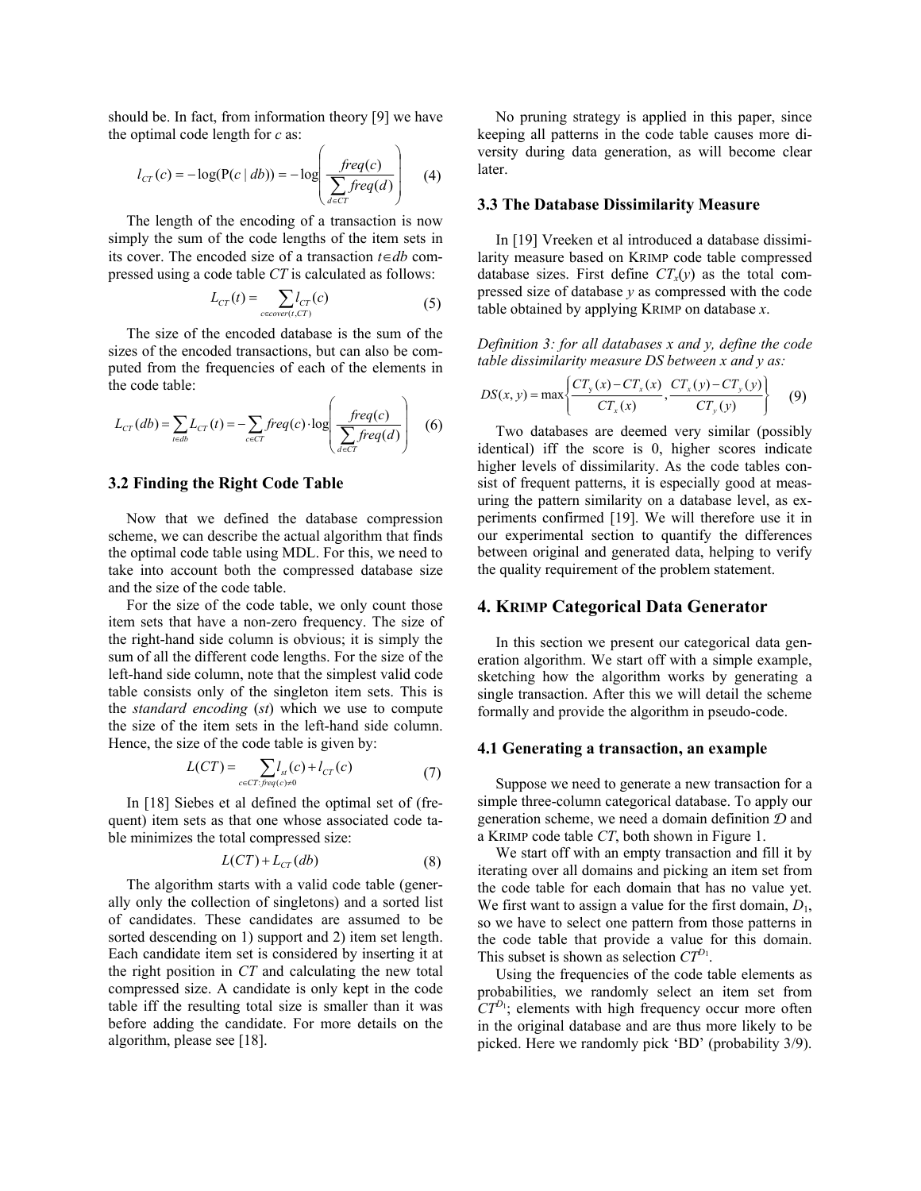should be. In fact, from information theory [9] we have the optimal code length for $c$ as:

$$l_{CT}(c) = -\log(\mathrm{P}(c \mid db)) = -\log\left(\frac{freq(c)}{\sum_{d \in CT} freq(d)}\right) \quad (4)$$

The length of the encoding of a transaction is now simply the sum of the code lengths of the item sets in its cover. The encoded size of a transaction $t \in db$ compressed using a code table $CT$ is calculated as follows:

$$L_{CT}(t) = \sum_{c \in cover(t, CT)} l_{CT}(c) \quad (5)$$

The size of the encoded database is the sum of the sizes of the encoded transactions, but can also be computed from the frequencies of each of the elements in the code table:

$$L_{CT}(db) = \sum_{t \in db} L_{CT}(t) = -\sum_{c \in CT} freq(c) \cdot \log\left(\frac{freq(c)}{\sum_{d \in CT} freq(d)}\right) \quad (6)$$

### 3.2 Finding the Right Code Table

Now that we defined the database compression scheme, we can describe the actual algorithm that finds the optimal code table using MDL. For this, we need to take into account both the compressed database size and the size of the code table.

For the size of the code table, we only count those item sets that have a non-zero frequency. The size of the right-hand side column is obvious; it is simply the sum of all the different code lengths. For the size of the left-hand side column, note that the simplest valid code table consists only of the singleton item sets. This is the *standard encoding* (*st*) which we use to compute the size of the item sets in the left-hand side column. Hence, the size of the code table is given by:

$$L(CT) = \sum_{c \in CT : freq(c) \neq 0} l_{st}(c) + l_{CT}(c) \quad (7)$$

In [18] Siebes et al defined the optimal set of (frequent) item sets as that one whose associated code table minimizes the total compressed size:

$$L(CT) + L_{CT}(db) \quad (8)$$

The algorithm starts with a valid code table (generally only the collection of singletons) and a sorted list of candidates. These candidates are assumed to be sorted descending on 1) support and 2) item set length. Each candidate item set is considered by inserting it at the right position in $CT$ and calculating the new total compressed size. A candidate is only kept in the code table iff the resulting total size is smaller than it was before adding the candidate. For more details on the algorithm, please see [18].

No pruning strategy is applied in this paper, since keeping all patterns in the code table causes more diversity during data generation, as will become clear later.

### 3.3 The Database Dissimilarity Measure

In [19] Vreeken et al introduced a database dissimilarity measure based on KRIMP code table compressed database sizes. First define $CT_x(y)$ as the total compressed size of database $y$ as compressed with the code table obtained by applying KRIMP on database $x$.

*Definition 3: for all databases x and y, define the code table dissimilarity measure DS between x and y as:*

$$DS(x, y) = \max\left\{\frac{CT_y(x) - CT_x(x)}{CT_x(x)}, \frac{CT_x(y) - CT_y(y)}{CT_y(y)}\right\} \quad (9)$$

Two databases are deemed very similar (possibly identical) iff the score is 0, higher scores indicate higher levels of dissimilarity. As the code tables consist of frequent patterns, it is especially good at measuring the pattern similarity on a database level, as experiments confirmed [19]. We will therefore use it in our experimental section to quantify the differences between original and generated data, helping to verify the quality requirement of the problem statement.

## 4. KRIMP Categorical Data Generator

In this section we present our categorical data generation algorithm. We start off with a simple example, sketching how the algorithm works by generating a single transaction. After this we will detail the scheme formally and provide the algorithm in pseudo-code.

### 4.1 Generating a transaction, an example

Suppose we need to generate a new transaction for a simple three-column categorical database. To apply our generation scheme, we need a domain definition $\mathcal{D}$ and a KRIMP code table $CT$, both shown in Figure 1.

We start off with an empty transaction and fill it by iterating over all domains and picking an item set from the code table for each domain that has no value yet. We first want to assign a value for the first domain, $D_1$, so we have to select one pattern from those patterns in the code table that provide a value for this domain. This subset is shown as selection $CT^{D_1}$.

Using the frequencies of the code table elements as probabilities, we randomly select an item set from $CT^{D_1}$; elements with high frequency occur more often in the original database and are thus more likely to be picked. Here we randomly pick 'BD' (probability 3/9).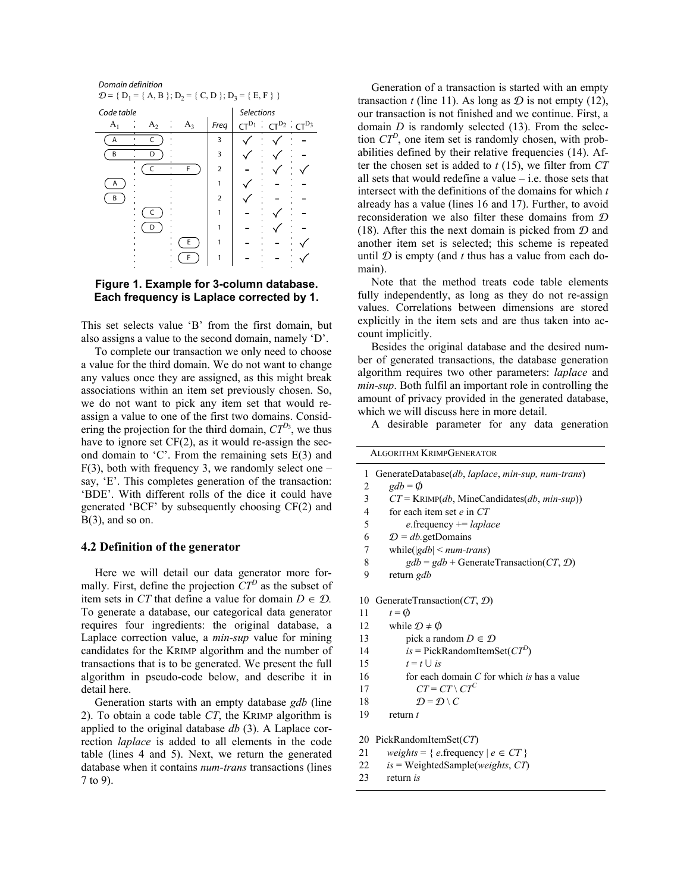*Domain definition*

$\mathcal{D} = \{ D_1 = \{ A, B \}; D_2 = \{ C, D \}; D_3 = \{ E, F \} \}$

| Code table | | | | Selections | | |
|---|---|---|---|---|---|---|
| $A_1$ | $A_2$ | $A_3$ | *Freq* | $CT^{D_1}$ | $CT^{D_2}$ | $CT^{D_3}$ |
| A | C | | 3 | ✓ | ✓ | - |
| B | D | | 3 | ✓ | ✓ | - |
| | C | F | 2 | - | ✓ | ✓ |
| A | | | 1 | ✓ | - | - |
| B | | | 2 | ✓ | - | - |
| | C | | 1 | - | ✓ | - |
| | D | | 1 | - | ✓ | - |
| | | E | 1 | - | - | ✓ |
| | | F | 1 | - | - | ✓ |

**Figure 1. Example for 3-column database. Each frequency is Laplace corrected by 1.**

This set selects value 'B' from the first domain, but also assigns a value to the second domain, namely 'D'.

To complete our transaction we only need to choose a value for the third domain. We do not want to change any values once they are assigned, as this might break associations within an item set previously chosen. So, we do not want to pick any item set that would reassign a value to one of the first two domains. Considering the projection for the third domain, $CT^{D_3}$, we thus have to ignore set CF(2), as it would re-assign the second domain to 'C'. From the remaining sets E(3) and F(3), both with frequency 3, we randomly select one – say, 'E'. This completes generation of the transaction: 'BDE'. With different rolls of the dice it could have generated 'BCF' by subsequently choosing CF(2) and B(3), and so on.

### 4.2 Definition of the generator

Here we will detail our data generator more formally. First, define the projection $CT^D$ as the subset of item sets in *CT* that define a value for domain $D \in \mathcal{D}$. To generate a database, our categorical data generator requires four ingredients: the original database, a Laplace correction value, a *min-sup* value for mining candidates for the KRIMP algorithm and the number of transactions that is to be generated. We present the full algorithm in pseudo-code below, and describe it in detail here.

Generation starts with an empty database *gdb* (line 2). To obtain a code table *CT*, the KRIMP algorithm is applied to the original database *db* (3). A Laplace correction *laplace* is added to all elements in the code table (lines 4 and 5). Next, we return the generated database when it contains *num-trans* transactions (lines 7 to 9).

Generation of a transaction is started with an empty transaction *t* (line 11). As long as $\mathcal{D}$ is not empty (12), our transaction is not finished and we continue. First, a domain *D* is randomly selected (13). From the selection $CT^D$, one item set is randomly chosen, with probabilities defined by their relative frequencies (14). After the chosen set is added to *t* (15), we filter from *CT* all sets that would redefine a value – i.e. those sets that intersect with the definitions of the domains for which *t* already has a value (lines 16 and 17). Further, to avoid reconsideration we also filter these domains from $\mathcal{D}$ (18). After this the next domain is picked from $\mathcal{D}$ and another item set is selected; this scheme is repeated until $\mathcal{D}$ is empty (and *t* thus has a value from each domain).

Note that the method treats code table elements fully independently, as long as they do not re-assign values. Correlations between dimensions are stored explicitly in the item sets and are thus taken into account implicitly.

Besides the original database and the desired number of generated transactions, the database generation algorithm requires two other parameters: *laplace* and *min-sup*. Both fulfil an important role in controlling the amount of privacy provided in the generated database, which we will discuss here in more detail.

A desirable parameter for any data generation

```
ALGORITHM KRIMPGENERATOR

1  GenerateDatabase(db, laplace, min-sup, num-trans)
2      gdb = ∅
3      CT = KRIMP(db, MineCandidates(db, min-sup))
4      for each item set e in CT
5          e.frequency += laplace
6      𝒟 = db.getDomains
7      while(|gdb| < num-trans)
8          gdb = gdb + GenerateTransaction(CT, 𝒟)
9      return gdb

10 GenerateTransaction(CT, 𝒟)
11     t = ∅
12     while 𝒟 ≠ ∅
13         pick a random D ∈ 𝒟
14         is = PickRandomItemSet(CT^D)
15         t = t ∪ is
16         for each domain C for which is has a value
17             CT = CT \ CT^C
18             𝒟 = 𝒟 \ C
19     return t

20 PickRandomItemSet(CT)
21     weights = { e.frequency | e ∈ CT }
22     is = WeightedSample(weights, CT)
23     return is
```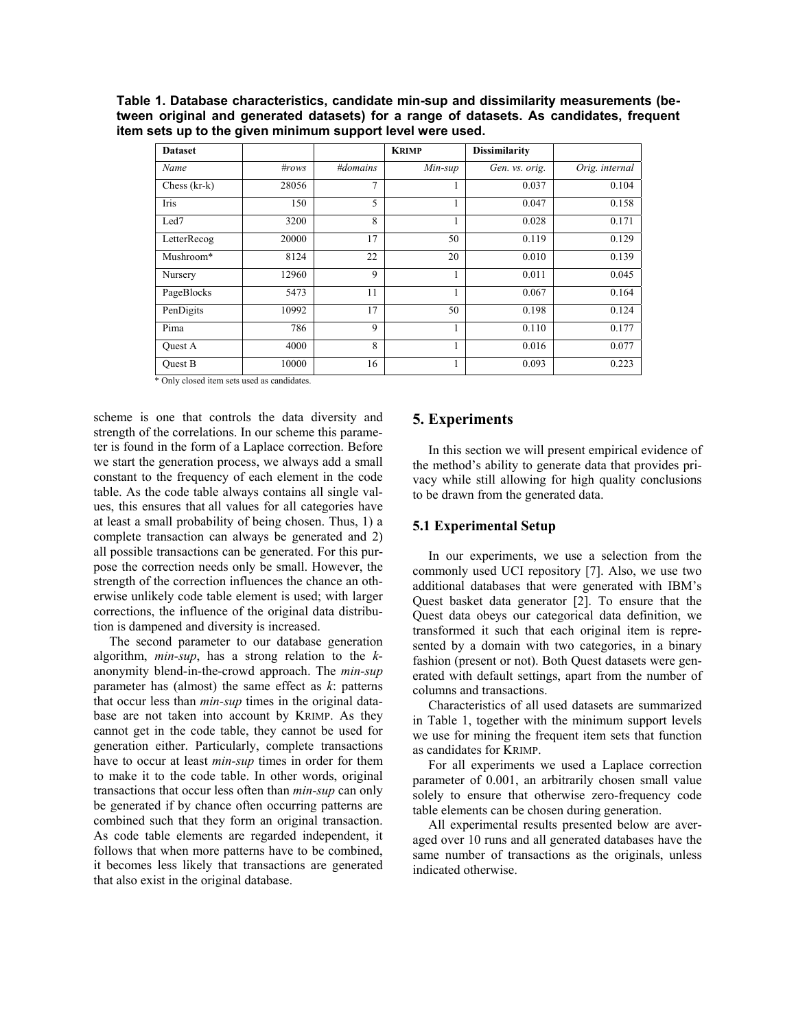**Table 1. Database characteristics, candidate min-sup and dissimilarity measurements (between original and generated datasets) for a range of datasets. As candidates, frequent item sets up to the given minimum support level were used.**

| **Dataset** | | | **KRIMP** | **Dissimilarity** | |
|---|---|---|---|---|---|
| *Name* | *#rows* | *#domains* | *Min-sup* | *Gen. vs. orig.* | *Orig. internal* |
| Chess (kr-k) | 28056 | 7 | 1 | 0.037 | 0.104 |
| Iris | 150 | 5 | 1 | 0.047 | 0.158 |
| Led7 | 3200 | 8 | 1 | 0.028 | 0.171 |
| LetterRecog | 20000 | 17 | 50 | 0.119 | 0.129 |
| Mushroom* | 8124 | 22 | 20 | 0.010 | 0.139 |
| Nursery | 12960 | 9 | 1 | 0.011 | 0.045 |
| PageBlocks | 5473 | 11 | 1 | 0.067 | 0.164 |
| PenDigits | 10992 | 17 | 50 | 0.198 | 0.124 |
| Pima | 786 | 9 | 1 | 0.110 | 0.177 |
| Quest A | 4000 | 8 | 1 | 0.016 | 0.077 |
| Quest B | 10000 | 16 | 1 | 0.093 | 0.223 |

\* Only closed item sets used as candidates.

scheme is one that controls the data diversity and strength of the correlations. In our scheme this parameter is found in the form of a Laplace correction. Before we start the generation process, we always add a small constant to the frequency of each element in the code table. As the code table always contains all single values, this ensures that all values for all categories have at least a small probability of being chosen. Thus, 1) a complete transaction can always be generated and 2) all possible transactions can be generated. For this purpose the correction needs only be small. However, the strength of the correction influences the chance an otherwise unlikely code table element is used; with larger corrections, the influence of the original data distribution is dampened and diversity is increased.

The second parameter to our database generation algorithm, *min-sup*, has a strong relation to the *k*-anonymity blend-in-the-crowd approach. The *min-sup* parameter has (almost) the same effect as *k*: patterns that occur less than *min-sup* times in the original database are not taken into account by KRIMP. As they cannot get in the code table, they cannot be used for generation either. Particularly, complete transactions have to occur at least *min-sup* times in order for them to make it to the code table. In other words, original transactions that occur less often than *min-sup* can only be generated if by chance often occurring patterns are combined such that they form an original transaction. As code table elements are regarded independent, it follows that when more patterns have to be combined, it becomes less likely that transactions are generated that also exist in the original database.

## 5. Experiments

In this section we will present empirical evidence of the method's ability to generate data that provides privacy while still allowing for high quality conclusions to be drawn from the generated data.

### 5.1 Experimental Setup

In our experiments, we use a selection from the commonly used UCI repository [7]. Also, we use two additional databases that were generated with IBM's Quest basket data generator [2]. To ensure that the Quest data obeys our categorical data definition, we transformed it such that each original item is represented by a domain with two categories, in a binary fashion (present or not). Both Quest datasets were generated with default settings, apart from the number of columns and transactions.

Characteristics of all used datasets are summarized in Table 1, together with the minimum support levels we use for mining the frequent item sets that function as candidates for KRIMP.

For all experiments we used a Laplace correction parameter of 0.001, an arbitrarily chosen small value solely to ensure that otherwise zero-frequency code table elements can be chosen during generation.

All experimental results presented below are averaged over 10 runs and all generated databases have the same number of transactions as the originals, unless indicated otherwise.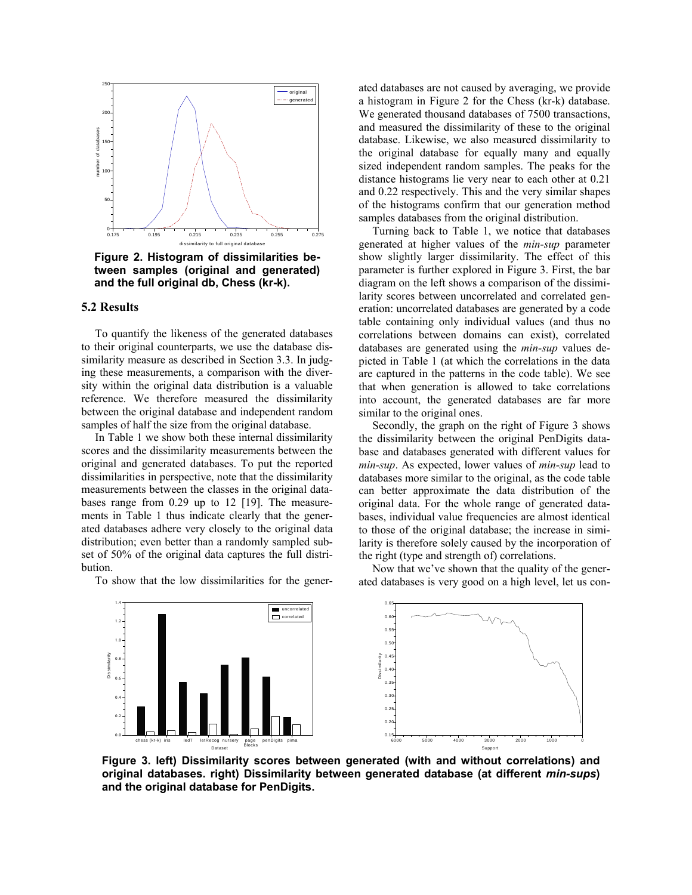**Figure 2. Histogram of dissimilarities between samples (original and generated) and the full original db, Chess (kr-k).**

### 5.2 Results

To quantify the likeness of the generated databases to their original counterparts, we use the database dissimilarity measure as described in Section 3.3. In judging these measurements, a comparison with the diversity within the original data distribution is a valuable reference. We therefore measured the dissimilarity between the original database and independent random samples of half the size from the original database.

In Table 1 we show both these internal dissimilarity scores and the dissimilarity measurements between the original and generated databases. To put the reported dissimilarities in perspective, note that the dissimilarity measurements between the classes in the original databases range from 0.29 up to 12 [19]. The measurements in Table 1 thus indicate clearly that the generated databases adhere very closely to the original data distribution; even better than a randomly sampled subset of 50% of the original data captures the full distribution.

To show that the low dissimilarities for the generated databases are not caused by averaging, we provide a histogram in Figure 2 for the Chess (kr-k) database. We generated thousand databases of 7500 transactions, and measured the dissimilarity of these to the original database. Likewise, we also measured dissimilarity to the original database for equally many and equally sized independent random samples. The peaks for the distance histograms lie very near to each other at 0.21 and 0.22 respectively. This and the very similar shapes of the histograms confirm that our generation method samples databases from the original distribution.

Turning back to Table 1, we notice that databases generated at higher values of the *min-sup* parameter show slightly larger dissimilarity. The effect of this parameter is further explored in Figure 3. First, the bar diagram on the left shows a comparison of the dissimilarity scores between uncorrelated and correlated generation: uncorrelated databases are generated by a code table containing only individual values (and thus no correlations between domains can exist), correlated databases are generated using the *min-sup* values depicted in Table 1 (at which the correlations in the data are captured in the patterns in the code table). We see that when generation is allowed to take correlations into account, the generated databases are far more similar to the original ones.

Secondly, the graph on the right of Figure 3 shows the dissimilarity between the original PenDigits database and databases generated with different values for *min-sup*. As expected, lower values of *min-sup* lead to databases more similar to the original, as the code table can better approximate the data distribution of the original data. For the whole range of generated databases, individual value frequencies are almost identical to those of the original database; the increase in similarity is therefore solely caused by the incorporation of the right (type and strength of) correlations.

Now that we've shown that the quality of the generated databases is very good on a high level, let us con-

**Figure 3. left) Dissimilarity scores between generated (with and without correlations) and original databases. right) Dissimilarity between generated database (at different *min-sups*) and the original database for PenDigits.**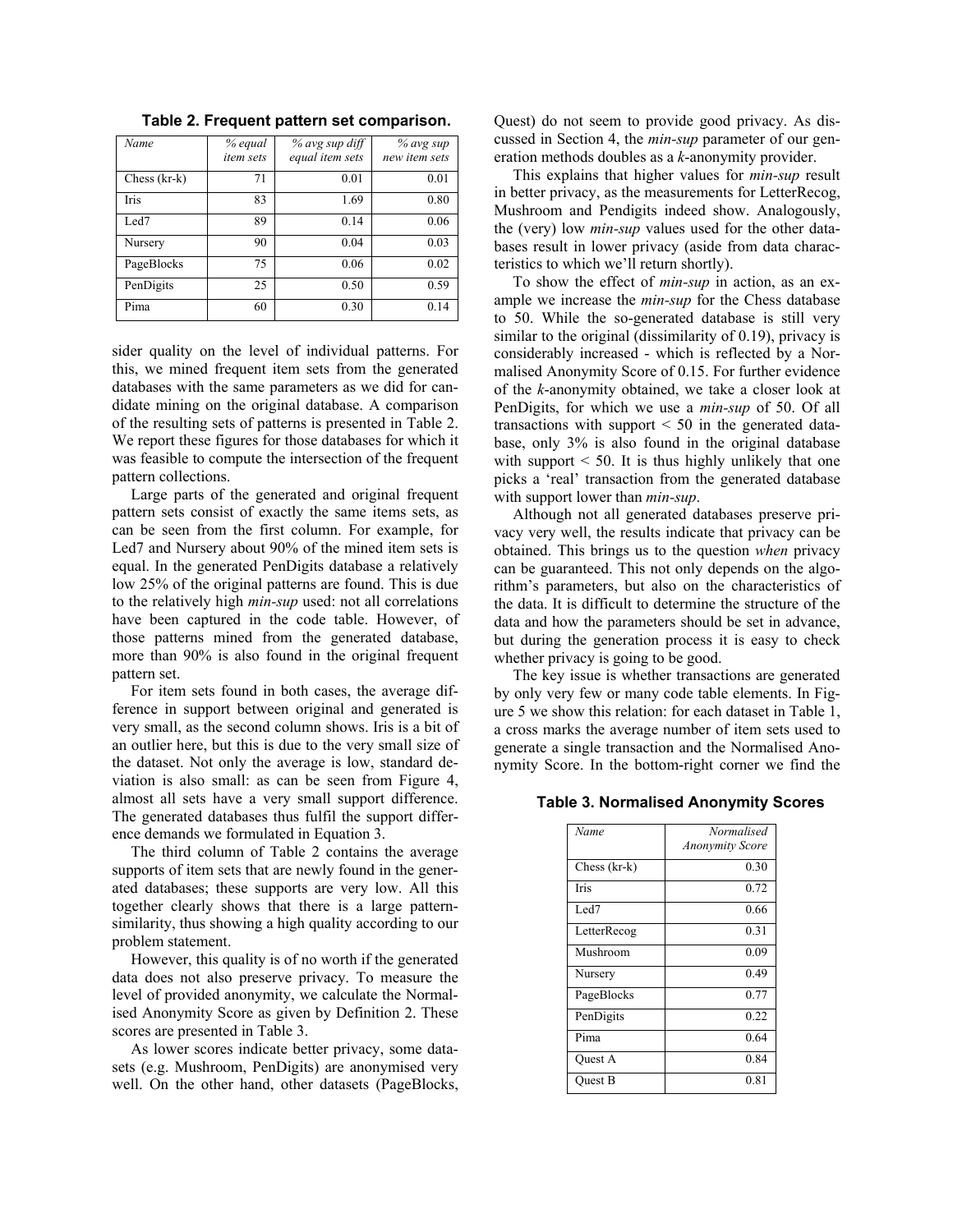**Table 2. Frequent pattern set comparison.**

| *Name* | *% equal item sets* | *% avg sup diff equal item sets* | *% avg sup new item sets* |
|---|---|---|---|
| Chess (kr-k) | 71 | 0.01 | 0.01 |
| Iris | 83 | 1.69 | 0.80 |
| Led7 | 89 | 0.14 | 0.06 |
| Nursery | 90 | 0.04 | 0.03 |
| PageBlocks | 75 | 0.06 | 0.02 |
| PenDigits | 25 | 0.50 | 0.59 |
| Pima | 60 | 0.30 | 0.14 |

sider quality on the level of individual patterns. For this, we mined frequent item sets from the generated databases with the same parameters as we did for candidate mining on the original database. A comparison of the resulting sets of patterns is presented in Table 2. We report these figures for those databases for which it was feasible to compute the intersection of the frequent pattern collections.

Large parts of the generated and original frequent pattern sets consist of exactly the same items sets, as can be seen from the first column. For example, for Led7 and Nursery about 90% of the mined item sets is equal. In the generated PenDigits database a relatively low 25% of the original patterns are found. This is due to the relatively high *min-sup* used: not all correlations have been captured in the code table. However, of those patterns mined from the generated database, more than 90% is also found in the original frequent pattern set.

For item sets found in both cases, the average difference in support between original and generated is very small, as the second column shows. Iris is a bit of an outlier here, but this is due to the very small size of the dataset. Not only the average is low, standard deviation is also small: as can be seen from Figure 4, almost all sets have a very small support difference. The generated databases thus fulfil the support difference demands we formulated in Equation 3.

The third column of Table 2 contains the average supports of item sets that are newly found in the generated databases; these supports are very low. All this together clearly shows that there is a large pattern-similarity, thus showing a high quality according to our problem statement.

However, this quality is of no worth if the generated data does not also preserve privacy. To measure the level of provided anonymity, we calculate the Normalised Anonymity Score as given by Definition 2. These scores are presented in Table 3.

As lower scores indicate better privacy, some datasets (e.g. Mushroom, PenDigits) are anonymised very well. On the other hand, other datasets (PageBlocks, Quest) do not seem to provide good privacy. As discussed in Section 4, the *min-sup* parameter of our generation methods doubles as a *k*-anonymity provider.

This explains that higher values for *min-sup* result in better privacy, as the measurements for LetterRecog, Mushroom and Pendigits indeed show. Analogously, the (very) low *min-sup* values used for the other databases result in lower privacy (aside from data characteristics to which we'll return shortly).

To show the effect of *min-sup* in action, as an example we increase the *min-sup* for the Chess database to 50. While the so-generated database is still very similar to the original (dissimilarity of 0.19), privacy is considerably increased - which is reflected by a Normalised Anonymity Score of 0.15. For further evidence of the *k*-anonymity obtained, we take a closer look at PenDigits, for which we use a *min-sup* of 50. Of all transactions with support < 50 in the generated database, only 3% is also found in the original database with support < 50. It is thus highly unlikely that one picks a 'real' transaction from the generated database with support lower than *min-sup*.

Although not all generated databases preserve privacy very well, the results indicate that privacy can be obtained. This brings us to the question *when* privacy can be guaranteed. This not only depends on the algorithm's parameters, but also on the characteristics of the data. It is difficult to determine the structure of the data and how the parameters should be set in advance, but during the generation process it is easy to check whether privacy is going to be good.

The key issue is whether transactions are generated by only very few or many code table elements. In Figure 5 we show this relation: for each dataset in Table 1, a cross marks the average number of item sets used to generate a single transaction and the Normalised Anonymity Score. In the bottom-right corner we find the

**Table 3. Normalised Anonymity Scores**

| *Name* | *Normalised Anonymity Score* |
|---|---|
| Chess (kr-k) | 0.30 |
| Iris | 0.72 |
| Led7 | 0.66 |
| LetterRecog | 0.31 |
| Mushroom | 0.09 |
| Nursery | 0.49 |
| PageBlocks | 0.77 |
| PenDigits | 0.22 |
| Pima | 0.64 |
| Quest A | 0.84 |
| Quest B | 0.81 |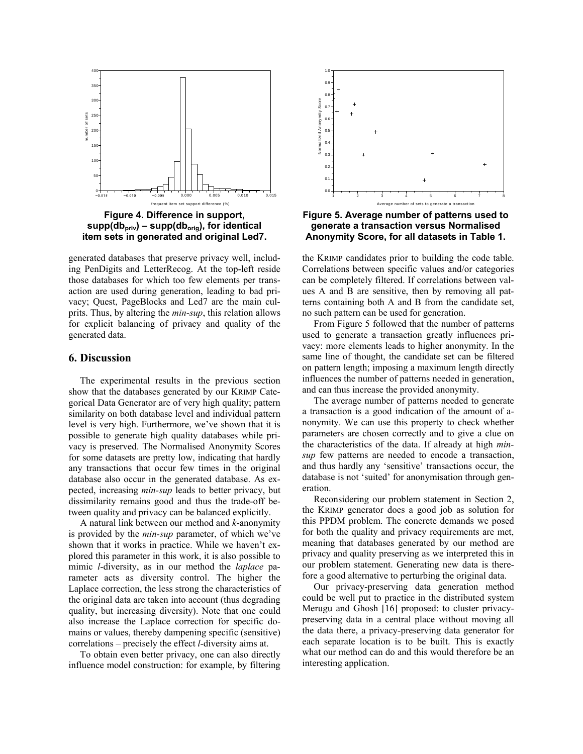**Figure 4. Difference in support, $supp(db_{priv}) - supp(db_{orig})$, for identical item sets in generated and original Led7.**

**Figure 5. Average number of patterns used to generate a transaction versus Normalised Anonymity Score, for all datasets in Table 1.**

generated databases that preserve privacy well, including PenDigits and LetterRecog. At the top-left reside those databases for which too few elements per transaction are used during generation, leading to bad privacy; Quest, PageBlocks and Led7 are the main culprits. Thus, by altering the *min-sup*, this relation allows for explicit balancing of privacy and quality of the generated data.

## 6. Discussion

The experimental results in the previous section show that the databases generated by our KRIMP Categorical Data Generator are of very high quality; pattern similarity on both database level and individual pattern level is very high. Furthermore, we've shown that it is possible to generate high quality databases while privacy is preserved. The Normalised Anonymity Scores for some datasets are pretty low, indicating that hardly any transactions that occur few times in the original database also occur in the generated database. As expected, increasing *min-sup* leads to better privacy, but dissimilarity remains good and thus the trade-off between quality and privacy can be balanced explicitly.

A natural link between our method and *k*-anonymity is provided by the *min-sup* parameter, of which we've shown that it works in practice. While we haven't explored this parameter in this work, it is also possible to mimic *l*-diversity, as in our method the *laplace* parameter acts as diversity control. The higher the Laplace correction, the less strong the characteristics of the original data are taken into account (thus degrading quality, but increasing diversity). Note that one could also increase the Laplace correction for specific domains or values, thereby dampening specific (sensitive) correlations – precisely the effect *l*-diversity aims at.

To obtain even better privacy, one can also directly influence model construction: for example, by filtering the KRIMP candidates prior to building the code table. Correlations between specific values and/or categories can be completely filtered. If correlations between values A and B are sensitive, then by removing all patterns containing both A and B from the candidate set, no such pattern can be used for generation.

From Figure 5 followed that the number of patterns used to generate a transaction greatly influences privacy: more elements leads to higher anonymity. In the same line of thought, the candidate set can be filtered on pattern length; imposing a maximum length directly influences the number of patterns needed in generation, and can thus increase the provided anonymity.

The average number of patterns needed to generate a transaction is a good indication of the amount of anonymity. We can use this property to check whether parameters are chosen correctly and to give a clue on the characteristics of the data. If already at high *min-sup* few patterns are needed to encode a transaction, and thus hardly any 'sensitive' transactions occur, the database is not 'suited' for anonymisation through generation.

Reconsidering our problem statement in Section 2, the KRIMP generator does a good job as solution for this PPDM problem. The concrete demands we posed for both the quality and privacy requirements are met, meaning that databases generated by our method are privacy and quality preserving as we interpreted this in our problem statement. Generating new data is therefore a good alternative to perturbing the original data.

Our privacy-preserving data generation method could be well put to practice in the distributed system Merugu and Ghosh [16] proposed: to cluster privacy-preserving data in a central place without moving all the data there, a privacy-preserving data generator for each separate location is to be built. This is exactly what our method can do and this would therefore be an interesting application.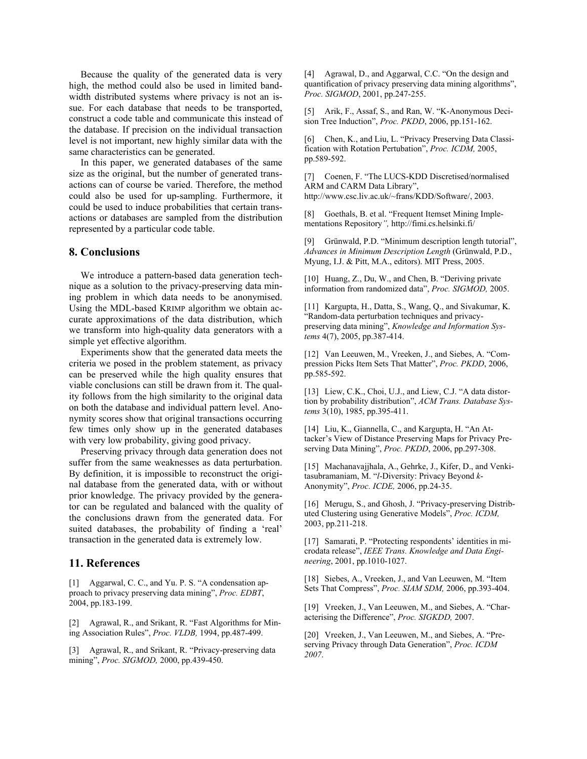Because the quality of the generated data is very high, the method could also be used in limited bandwidth distributed systems where privacy is not an issue. For each database that needs to be transported, construct a code table and communicate this instead of the database. If precision on the individual transaction level is not important, new highly similar data with the same characteristics can be generated.

In this paper, we generated databases of the same size as the original, but the number of generated transactions can of course be varied. Therefore, the method could also be used for up-sampling. Furthermore, it could be used to induce probabilities that certain transactions or databases are sampled from the distribution represented by a particular code table.

## 8. Conclusions

We introduce a pattern-based data generation technique as a solution to the privacy-preserving data mining problem in which data needs to be anonymised. Using the MDL-based KRIMP algorithm we obtain accurate approximations of the data distribution, which we transform into high-quality data generators with a simple yet effective algorithm.

Experiments show that the generated data meets the criteria we posed in the problem statement, as privacy can be preserved while the high quality ensures that viable conclusions can still be drawn from it. The quality follows from the high similarity to the original data on both the database and individual pattern level. Anonymity scores show that original transactions occurring few times only show up in the generated databases with very low probability, giving good privacy.

Preserving privacy through data generation does not suffer from the same weaknesses as data perturbation. By definition, it is impossible to reconstruct the original database from the generated data, with or without prior knowledge. The privacy provided by the generator can be regulated and balanced with the quality of the conclusions drawn from the generated data. For suited databases, the probability of finding a 'real' transaction in the generated data is extremely low.

## 11. References

[1] Aggarwal, C. C., and Yu. P. S. "A condensation approach to privacy preserving data mining", *Proc. EDBT*, 2004, pp.183-199.

[2] Agrawal, R., and Srikant, R. "Fast Algorithms for Mining Association Rules", *Proc. VLDB,* 1994, pp.487-499.

[3] Agrawal, R., and Srikant, R. "Privacy-preserving data mining", *Proc. SIGMOD,* 2000, pp.439-450.

[4] Agrawal, D., and Aggarwal, C.C. "On the design and quantification of privacy preserving data mining algorithms", *Proc. SIGMOD*, 2001, pp.247-255.

[5] Arik, F., Assaf, S., and Ran, W. "K-Anonymous Decision Tree Induction", *Proc. PKDD*, 2006, pp.151-162.

[6] Chen, K., and Liu, L. "Privacy Preserving Data Classification with Rotation Pertubation", *Proc. ICDM,* 2005, pp.589-592.

[7] Coenen, F. "The LUCS-KDD Discretised/normalised ARM and CARM Data Library", http://www.csc.liv.ac.uk/~frans/KDD/Software/, 2003.

[8] Goethals, B. et al. "Frequent Itemset Mining Implementations Repository*",* http://fimi.cs.helsinki.fi/

[9] Grünwald, P.D. "Minimum description length tutorial", *Advances in Minimum Description Length* (Grünwald, P.D., Myung, I.J. & Pitt, M.A., editors). MIT Press, 2005.

[10] Huang, Z., Du, W., and Chen, B. "Deriving private information from randomized data", *Proc. SIGMOD,* 2005.

[11] Kargupta, H., Datta, S., Wang, Q., and Sivakumar, K. "Random-data perturbation techniques and privacy-preserving data mining", *Knowledge and Information Systems* 4(7), 2005, pp.387-414.

[12] Van Leeuwen, M., Vreeken, J., and Siebes, A. "Compression Picks Item Sets That Matter", *Proc. PKDD*, 2006, pp.585-592.

[13] Liew, C.K., Choi, U.J., and Liew, C.J. "A data distortion by probability distribution", *ACM Trans. Database Systems* 3(10), 1985, pp.395-411.

[14] Liu, K., Giannella, C., and Kargupta, H. "An Attacker's View of Distance Preserving Maps for Privacy Preserving Data Mining", *Proc. PKDD*, 2006, pp.297-308.

[15] Machanavajjhala, A., Gehrke, J., Kifer, D., and Venkitasubramaniam, M. "*l*-Diversity: Privacy Beyond *k*-Anonymity", *Proc. ICDE,* 2006, pp.24-35.

[16] Merugu, S., and Ghosh, J. "Privacy-preserving Distributed Clustering using Generative Models", *Proc. ICDM,* 2003, pp.211-218.

[17] Samarati, P. "Protecting respondents' identities in microdata release", *IEEE Trans. Knowledge and Data Engineering*, 2001, pp.1010-1027.

[18] Siebes, A., Vreeken, J., and Van Leeuwen, M. "Item Sets That Compress", *Proc. SIAM SDM,* 2006, pp.393-404.

[19] Vreeken, J., Van Leeuwen, M., and Siebes, A. "Characterising the Difference", *Proc. SIGKDD,* 2007.

[20] Vreeken, J., Van Leeuwen, M., and Siebes, A. "Preserving Privacy through Data Generation", *Proc. ICDM 2007*.